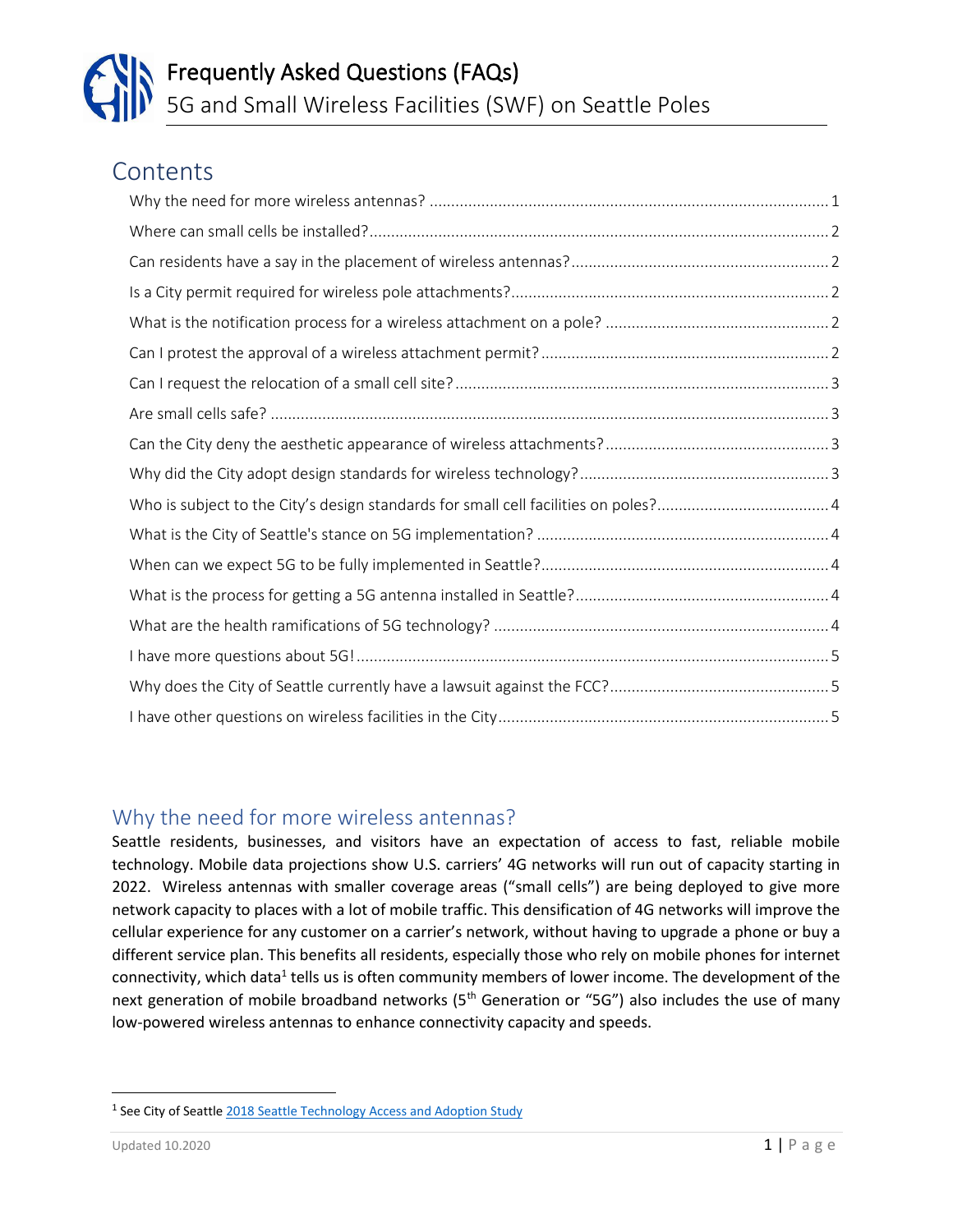# Frequently Asked Questions (FAQs)

## 5G and Small Wireless Facilities (SWF) on Seattle Poles

## Contents

- Why the need for more wireless antennas? ..... 1
- Where can small cells be installed? ..... 2
- Can residents have a say in the placement of wireless antennas? ..... 2
- Is a City permit required for wireless pole attachments? ..... 2
- What is the notification process for a wireless attachment on a pole? ..... 2
- Can I protest the approval of a wireless attachment permit? ..... 2
- Can I request the relocation of a small cell site? ..... 3
- Are small cells safe? ..... 3
- Can the City deny the aesthetic appearance of wireless attachments? ..... 3
- Why did the City adopt design standards for wireless technology? ..... 3
- Who is subject to the City's design standards for small cell facilities on poles? ..... 4
- What is the City of Seattle's stance on 5G implementation? ..... 4
- When can we expect 5G to be fully implemented in Seattle? ..... 4
- What is the process for getting a 5G antenna installed in Seattle? ..... 4
- What are the health ramifications of 5G technology? ..... 4
- I have more questions about 5G! ..... 5
- Why does the City of Seattle currently have a lawsuit against the FCC? ..... 5
- I have other questions on wireless facilities in the City ..... 5

## Why the need for more wireless antennas?

Seattle residents, businesses, and visitors have an expectation of access to fast, reliable mobile technology. Mobile data projections show U.S. carriers' 4G networks will run out of capacity starting in 2022. Wireless antennas with smaller coverage areas ("small cells") are being deployed to give more network capacity to places with a lot of mobile traffic. This densification of 4G networks will improve the cellular experience for any customer on a carrier's network, without having to upgrade a phone or buy a different service plan. This benefits all residents, especially those who rely on mobile phones for internet connectivity, which data[1] tells us is often community members of lower income. The development of the next generation of mobile broadband networks (5th Generation or "5G") also includes the use of many low-powered wireless antennas to enhance connectivity capacity and speeds.

---

[1] See City of Seattle 2018 Seattle Technology Access and Adoption Study

Updated 10.2020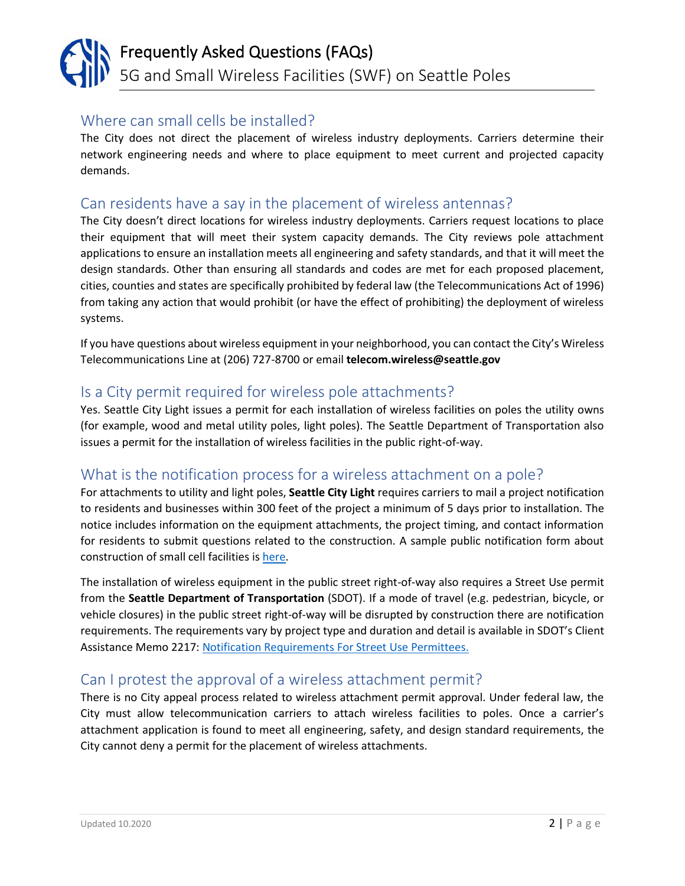## Where can small cells be installed?

The City does not direct the placement of wireless industry deployments. Carriers determine their network engineering needs and where to place equipment to meet current and projected capacity demands.

## Can residents have a say in the placement of wireless antennas?

The City doesn't direct locations for wireless industry deployments. Carriers request locations to place their equipment that will meet their system capacity demands. The City reviews pole attachment applications to ensure an installation meets all engineering and safety standards, and that it will meet the design standards. Other than ensuring all standards and codes are met for each proposed placement, cities, counties and states are specifically prohibited by federal law (the Telecommunications Act of 1996) from taking any action that would prohibit (or have the effect of prohibiting) the deployment of wireless systems.

If you have questions about wireless equipment in your neighborhood, you can contact the City's Wireless Telecommunications Line at (206) 727-8700 or email **telecom.wireless@seattle.gov**

## Is a City permit required for wireless pole attachments?

Yes. Seattle City Light issues a permit for each installation of wireless facilities on poles the utility owns (for example, wood and metal utility poles, light poles). The Seattle Department of Transportation also issues a permit for the installation of wireless facilities in the public right-of-way.

## What is the notification process for a wireless attachment on a pole?

For attachments to utility and light poles, **Seattle City Light** requires carriers to mail a project notification to residents and businesses within 300 feet of the project a minimum of 5 days prior to installation. The notice includes information on the equipment attachments, the project timing, and contact information for residents to submit questions related to the construction. A sample public notification form about construction of small cell facilities is here.

The installation of wireless equipment in the public street right-of-way also requires a Street Use permit from the **Seattle Department of Transportation** (SDOT). If a mode of travel (e.g. pedestrian, bicycle, or vehicle closures) in the public street right-of-way will be disrupted by construction there are notification requirements. The requirements vary by project type and duration and detail is available in SDOT's Client Assistance Memo 2217: Notification Requirements For Street Use Permittees.

## Can I protest the approval of a wireless attachment permit?

There is no City appeal process related to wireless attachment permit approval. Under federal law, the City must allow telecommunication carriers to attach wireless facilities to poles. Once a carrier's attachment application is found to meet all engineering, safety, and design standard requirements, the City cannot deny a permit for the placement of wireless attachments.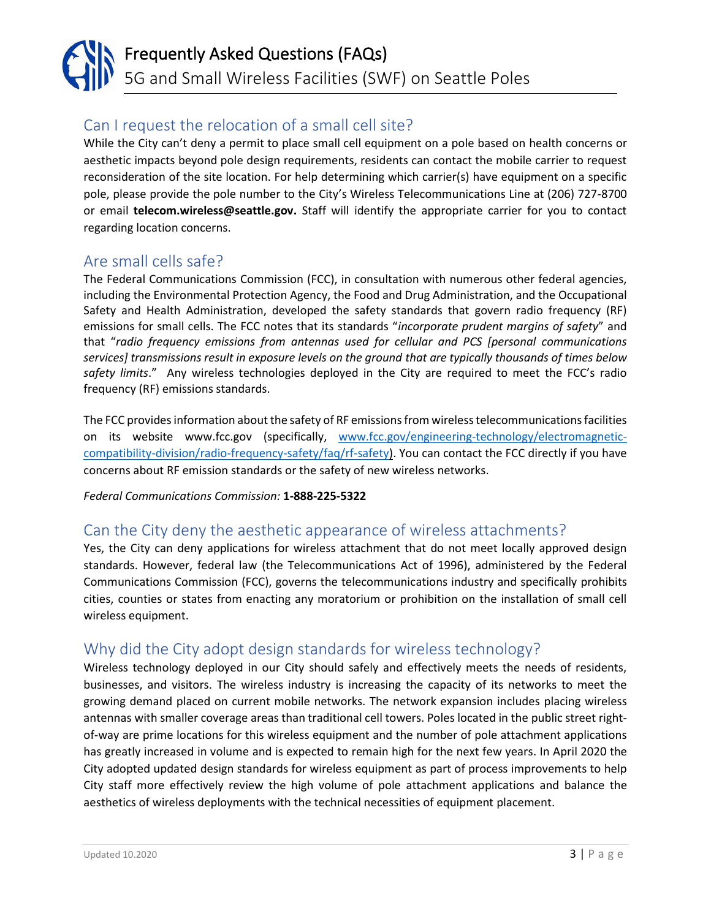## Can I request the relocation of a small cell site?

While the City can't deny a permit to place small cell equipment on a pole based on health concerns or aesthetic impacts beyond pole design requirements, residents can contact the mobile carrier to request reconsideration of the site location. For help determining which carrier(s) have equipment on a specific pole, please provide the pole number to the City's Wireless Telecommunications Line at (206) 727-8700 or email **telecom.wireless@seattle.gov.** Staff will identify the appropriate carrier for you to contact regarding location concerns.

## Are small cells safe?

The Federal Communications Commission (FCC), in consultation with numerous other federal agencies, including the Environmental Protection Agency, the Food and Drug Administration, and the Occupational Safety and Health Administration, developed the safety standards that govern radio frequency (RF) emissions for small cells. The FCC notes that its standards "*incorporate prudent margins of safety*" and that "*radio frequency emissions from antennas used for cellular and PCS [personal communications services] transmissions result in exposure levels on the ground that are typically thousands of times below safety limits*." Any wireless technologies deployed in the City are required to meet the FCC's radio frequency (RF) emissions standards.

The FCC provides information about the safety of RF emissions from wireless telecommunications facilities on its website www.fcc.gov (specifically, [www.fcc.gov/engineering-technology/electromagnetic-compatibility-division/radio-frequency-safety/faq/rf-safety](www.fcc.gov/engineering-technology/electromagnetic-compatibility-division/radio-frequency-safety/faq/rf-safety)). You can contact the FCC directly if you have concerns about RF emission standards or the safety of new wireless networks.

*Federal Communications Commission:* **1-888-225-5322**

## Can the City deny the aesthetic appearance of wireless attachments?

Yes, the City can deny applications for wireless attachment that do not meet locally approved design standards. However, federal law (the Telecommunications Act of 1996), administered by the Federal Communications Commission (FCC), governs the telecommunications industry and specifically prohibits cities, counties or states from enacting any moratorium or prohibition on the installation of small cell wireless equipment.

## Why did the City adopt design standards for wireless technology?

Wireless technology deployed in our City should safely and effectively meets the needs of residents, businesses, and visitors. The wireless industry is increasing the capacity of its networks to meet the growing demand placed on current mobile networks. The network expansion includes placing wireless antennas with smaller coverage areas than traditional cell towers. Poles located in the public street right-of-way are prime locations for this wireless equipment and the number of pole attachment applications has greatly increased in volume and is expected to remain high for the next few years. In April 2020 the City adopted updated design standards for wireless equipment as part of process improvements to help City staff more effectively review the high volume of pole attachment applications and balance the aesthetics of wireless deployments with the technical necessities of equipment placement.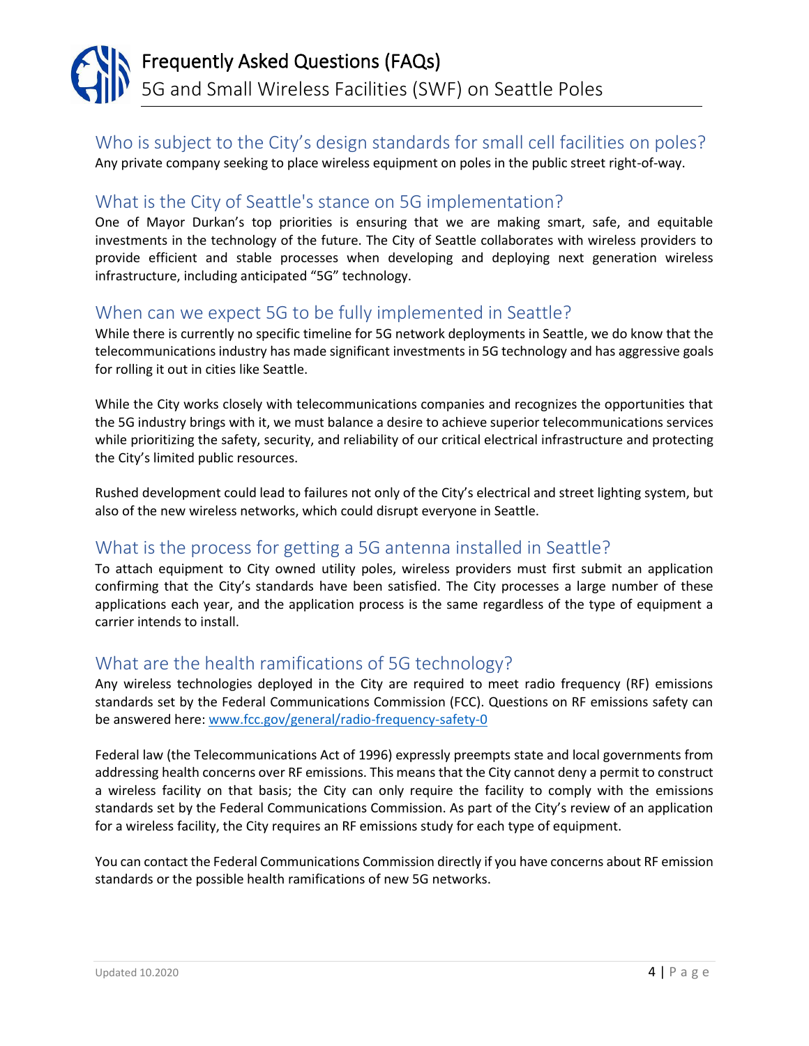## Who is subject to the City's design standards for small cell facilities on poles?

Any private company seeking to place wireless equipment on poles in the public street right-of-way.

## What is the City of Seattle's stance on 5G implementation?

One of Mayor Durkan's top priorities is ensuring that we are making smart, safe, and equitable investments in the technology of the future. The City of Seattle collaborates with wireless providers to provide efficient and stable processes when developing and deploying next generation wireless infrastructure, including anticipated "5G" technology.

## When can we expect 5G to be fully implemented in Seattle?

While there is currently no specific timeline for 5G network deployments in Seattle, we do know that the telecommunications industry has made significant investments in 5G technology and has aggressive goals for rolling it out in cities like Seattle.

While the City works closely with telecommunications companies and recognizes the opportunities that the 5G industry brings with it, we must balance a desire to achieve superior telecommunications services while prioritizing the safety, security, and reliability of our critical electrical infrastructure and protecting the City's limited public resources.

Rushed development could lead to failures not only of the City's electrical and street lighting system, but also of the new wireless networks, which could disrupt everyone in Seattle.

## What is the process for getting a 5G antenna installed in Seattle?

To attach equipment to City owned utility poles, wireless providers must first submit an application confirming that the City's standards have been satisfied. The City processes a large number of these applications each year, and the application process is the same regardless of the type of equipment a carrier intends to install.

## What are the health ramifications of 5G technology?

Any wireless technologies deployed in the City are required to meet radio frequency (RF) emissions standards set by the Federal Communications Commission (FCC). Questions on RF emissions safety can be answered here: [www.fcc.gov/general/radio-frequency-safety-0](www.fcc.gov/general/radio-frequency-safety-0)

Federal law (the Telecommunications Act of 1996) expressly preempts state and local governments from addressing health concerns over RF emissions. This means that the City cannot deny a permit to construct a wireless facility on that basis; the City can only require the facility to comply with the emissions standards set by the Federal Communications Commission. As part of the City's review of an application for a wireless facility, the City requires an RF emissions study for each type of equipment.

You can contact the Federal Communications Commission directly if you have concerns about RF emission standards or the possible health ramifications of new 5G networks.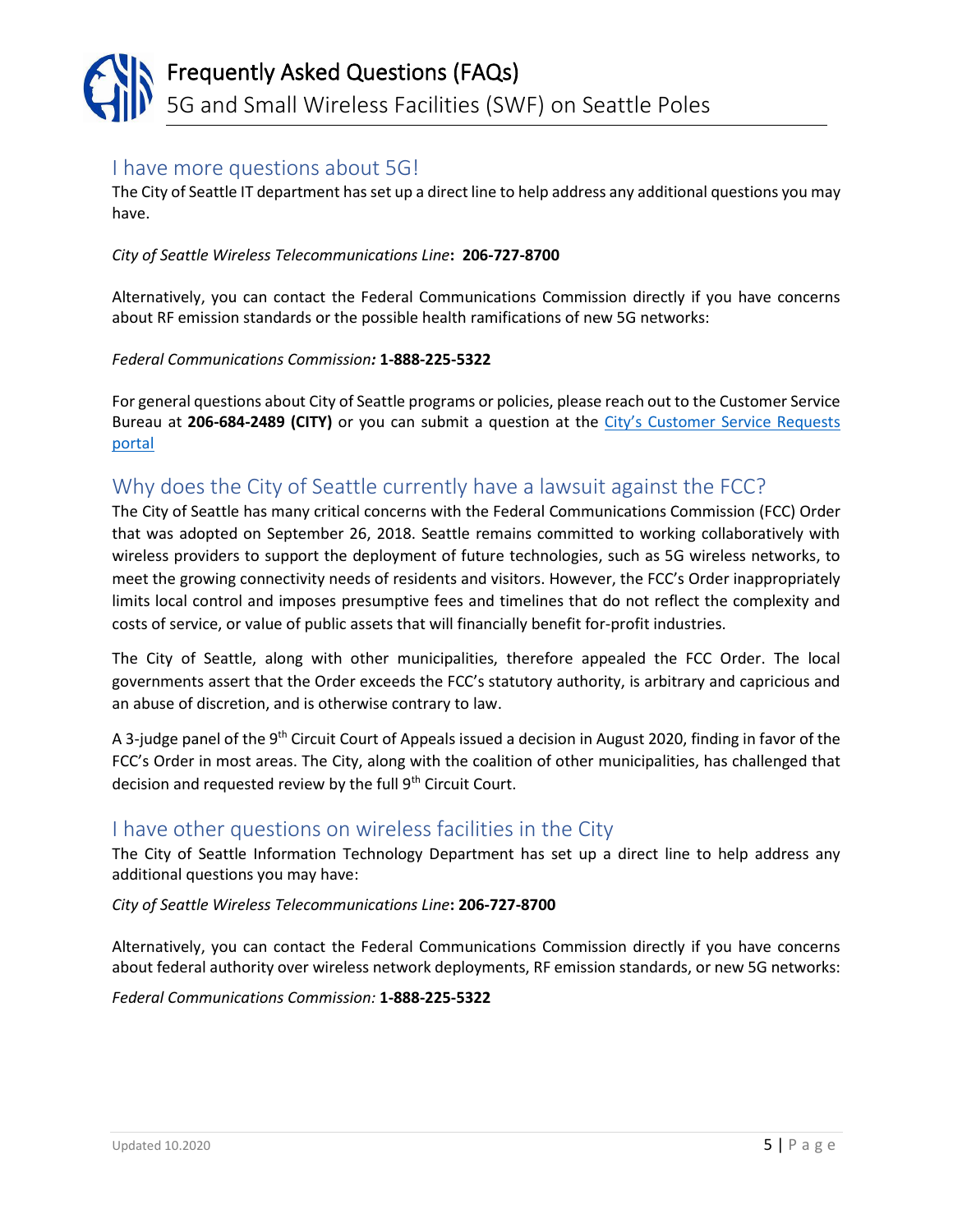## I have more questions about 5G!

The City of Seattle IT department has set up a direct line to help address any additional questions you may have.

*City of Seattle Wireless Telecommunications Line*: **206-727-8700**

Alternatively, you can contact the Federal Communications Commission directly if you have concerns about RF emission standards or the possible health ramifications of new 5G networks:

*Federal Communications Commission:* **1-888-225-5322**

For general questions about City of Seattle programs or policies, please reach out to the Customer Service Bureau at **206-684-2489 (CITY)** or you can submit a question at the [City's Customer Service Requests portal]()

## Why does the City of Seattle currently have a lawsuit against the FCC?

The City of Seattle has many critical concerns with the Federal Communications Commission (FCC) Order that was adopted on September 26, 2018. Seattle remains committed to working collaboratively with wireless providers to support the deployment of future technologies, such as 5G wireless networks, to meet the growing connectivity needs of residents and visitors. However, the FCC's Order inappropriately limits local control and imposes presumptive fees and timelines that do not reflect the complexity and costs of service, or value of public assets that will financially benefit for-profit industries.

The City of Seattle, along with other municipalities, therefore appealed the FCC Order. The local governments assert that the Order exceeds the FCC's statutory authority, is arbitrary and capricious and an abuse of discretion, and is otherwise contrary to law.

A 3-judge panel of the 9th Circuit Court of Appeals issued a decision in August 2020, finding in favor of the FCC's Order in most areas. The City, along with the coalition of other municipalities, has challenged that decision and requested review by the full 9th Circuit Court.

## I have other questions on wireless facilities in the City

The City of Seattle Information Technology Department has set up a direct line to help address any additional questions you may have:

*City of Seattle Wireless Telecommunications Line*: **206-727-8700**

Alternatively, you can contact the Federal Communications Commission directly if you have concerns about federal authority over wireless network deployments, RF emission standards, or new 5G networks:

*Federal Communications Commission:* **1-888-225-5322**